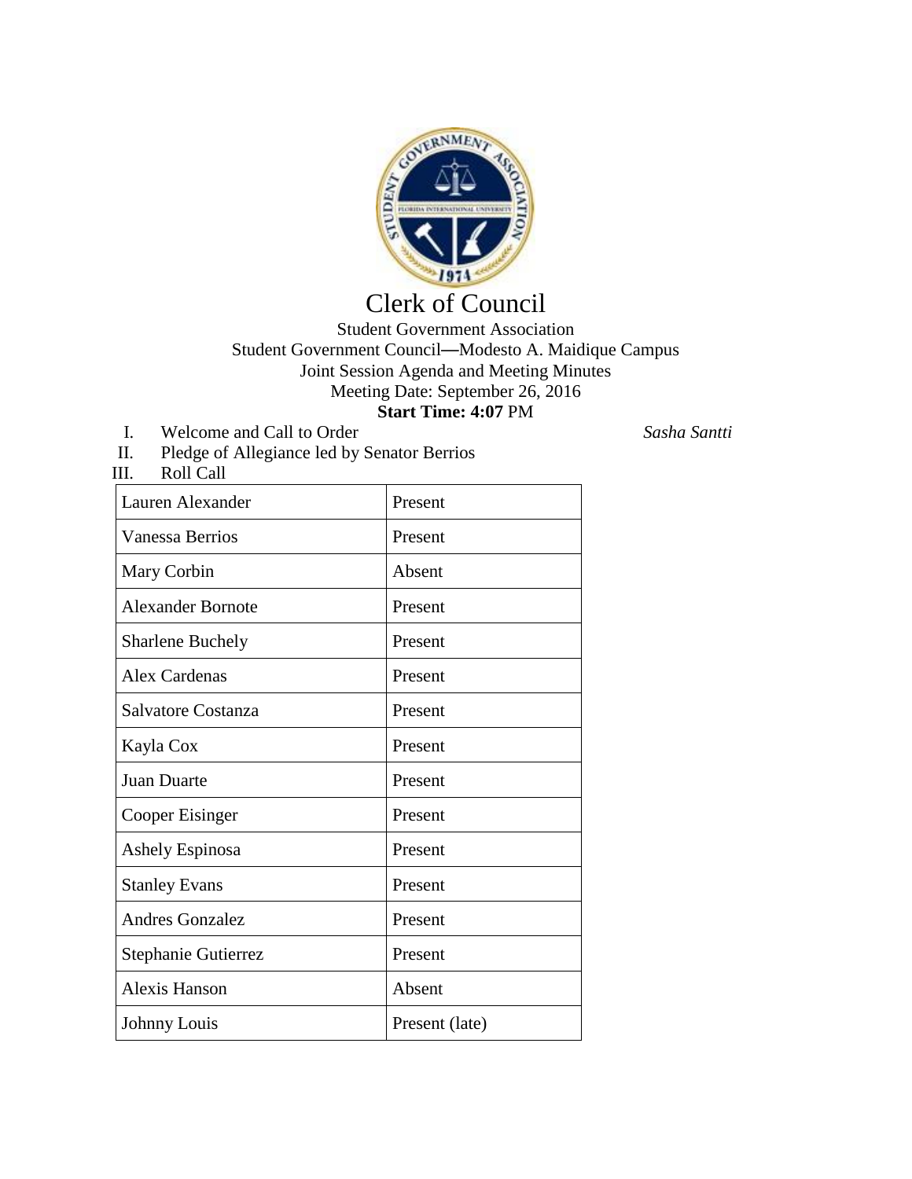# Clerk of Council

Student Government Association
Student Government Council—Modesto A. Maidique Campus
Joint Session Agenda and Meeting Minutes
Meeting Date: September 26, 2016
**Start Time: 4:07** PM

I. Welcome and Call to Order *Sasha Santti*

II. Pledge of Allegiance led by Senator Berrios

III. Roll Call

| | |
|---|---|
| Lauren Alexander | Present |
| Vanessa Berrios | Present |
| Mary Corbin | Absent |
| Alexander Bornote | Present |
| Sharlene Buchely | Present |
| Alex Cardenas | Present |
| Salvatore Costanza | Present |
| Kayla Cox | Present |
| Juan Duarte | Present |
| Cooper Eisinger | Present |
| Ashely Espinosa | Present |
| Stanley Evans | Present |
| Andres Gonzalez | Present |
| Stephanie Gutierrez | Present |
| Alexis Hanson | Absent |
| Johnny Louis | Present (late) |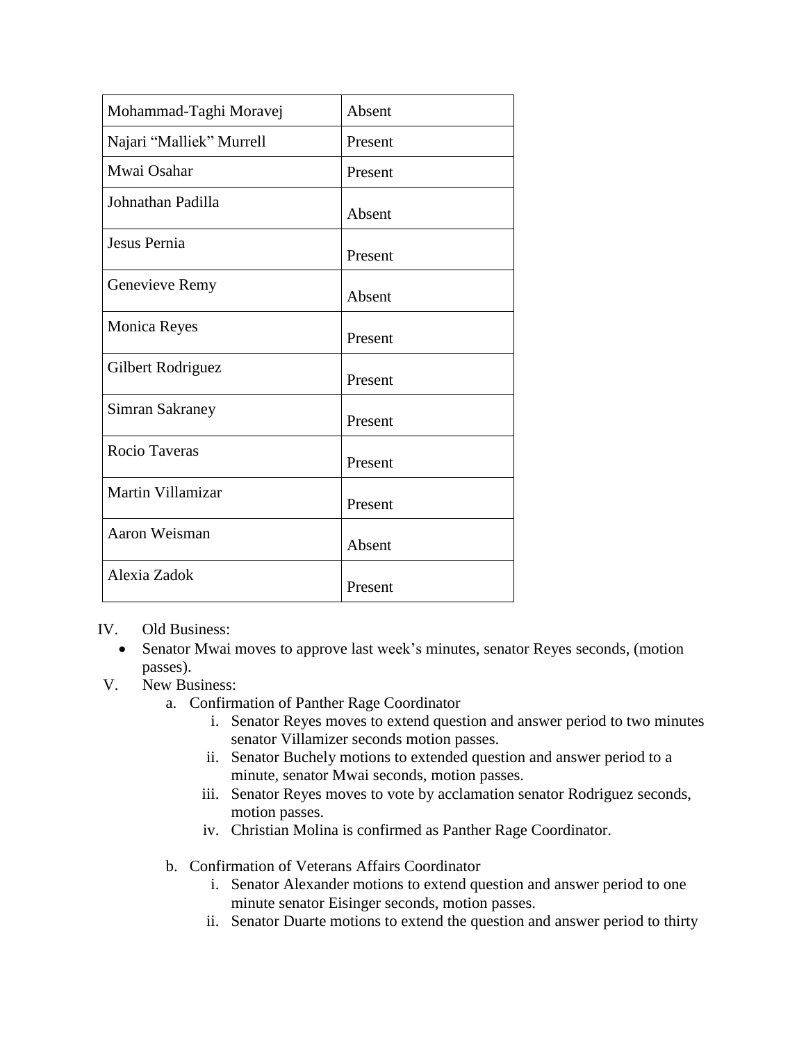| | |
|---|---|
| Mohammad-Taghi Moravej | Absent |
| Najari "Malliek" Murrell | Present |
| Mwai Osahar | Present |
| Johnathan Padilla | Absent |
| Jesus Pernia | Present |
| Genevieve Remy | Absent |
| Monica Reyes | Present |
| Gilbert Rodriguez | Present |
| Simran Sakraney | Present |
| Rocio Taveras | Present |
| Martin Villamizar | Present |
| Aaron Weisman | Absent |
| Alexia Zadok | Present |

IV. Old Business:
- Senator Mwai moves to approve last week's minutes, senator Reyes seconds, (motion passes).

V. New Business:

a. Confirmation of Panther Rage Coordinator
   i. Senator Reyes moves to extend question and answer period to two minutes senator Villamizer seconds motion passes.
   ii. Senator Buchely motions to extended question and answer period to a minute, senator Mwai seconds, motion passes.
   iii. Senator Reyes moves to vote by acclamation senator Rodriguez seconds, motion passes.
   iv. Christian Molina is confirmed as Panther Rage Coordinator.

b. Confirmation of Veterans Affairs Coordinator
   i. Senator Alexander motions to extend question and answer period to one minute senator Eisinger seconds, motion passes.
   ii. Senator Duarte motions to extend the question and answer period to thirty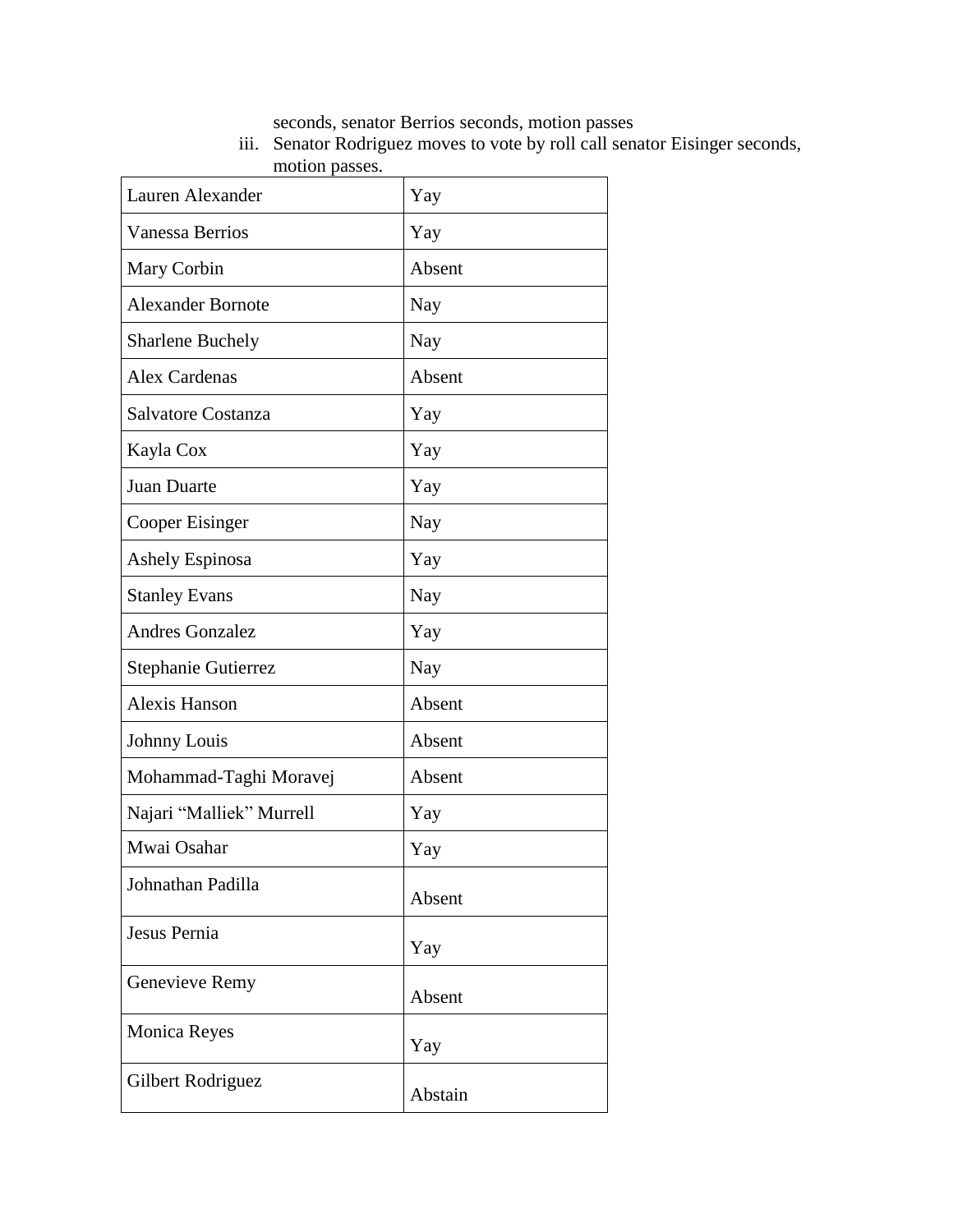seconds, senator Berrios seconds, motion passes

iii. Senator Rodriguez moves to vote by roll call senator Eisinger seconds, motion passes.

| Lauren Alexander | Yay |
|---|---|
| Vanessa Berrios | Yay |
| Mary Corbin | Absent |
| Alexander Bornote | Nay |
| Sharlene Buchely | Nay |
| Alex Cardenas | Absent |
| Salvatore Costanza | Yay |
| Kayla Cox | Yay |
| Juan Duarte | Yay |
| Cooper Eisinger | Nay |
| Ashely Espinosa | Yay |
| Stanley Evans | Nay |
| Andres Gonzalez | Yay |
| Stephanie Gutierrez | Nay |
| Alexis Hanson | Absent |
| Johnny Louis | Absent |
| Mohammad-Taghi Moravej | Absent |
| Najari "Malliek" Murrell | Yay |
| Mwai Osahar | Yay |
| Johnathan Padilla | Absent |
| Jesus Pernia | Yay |
| Genevieve Remy | Absent |
| Monica Reyes | Yay |
| Gilbert Rodriguez | Abstain |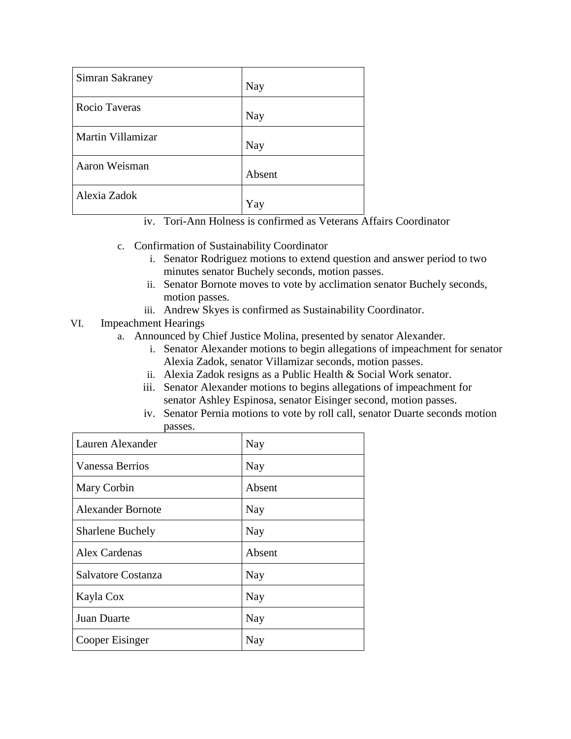| | |
|---|---|
| Simran Sakraney | Nay |
| Rocio Taveras | Nay |
| Martin Villamizar | Nay |
| Aaron Weisman | Absent |
| Alexia Zadok | Yay |

iv. Tori-Ann Holness is confirmed as Veterans Affairs Coordinator

c. Confirmation of Sustainability Coordinator
   i. Senator Rodriguez motions to extend question and answer period to two minutes senator Buchely seconds, motion passes.
   ii. Senator Bornote moves to vote by acclimation senator Buchely seconds, motion passes.
   iii. Andrew Skyes is confirmed as Sustainability Coordinator.

VI. Impeachment Hearings
   a. Announced by Chief Justice Molina, presented by senator Alexander.
      i. Senator Alexander motions to begin allegations of impeachment for senator Alexia Zadok, senator Villamizar seconds, motion passes.
      ii. Alexia Zadok resigns as a Public Health & Social Work senator.
      iii. Senator Alexander motions to begins allegations of impeachment for senator Ashley Espinosa, senator Eisinger second, motion passes.
      iv. Senator Pernia motions to vote by roll call, senator Duarte seconds motion passes.

| | |
|---|---|
| Lauren Alexander | Nay |
| Vanessa Berrios | Nay |
| Mary Corbin | Absent |
| Alexander Bornote | Nay |
| Sharlene Buchely | Nay |
| Alex Cardenas | Absent |
| Salvatore Costanza | Nay |
| Kayla Cox | Nay |
| Juan Duarte | Nay |
| Cooper Eisinger | Nay |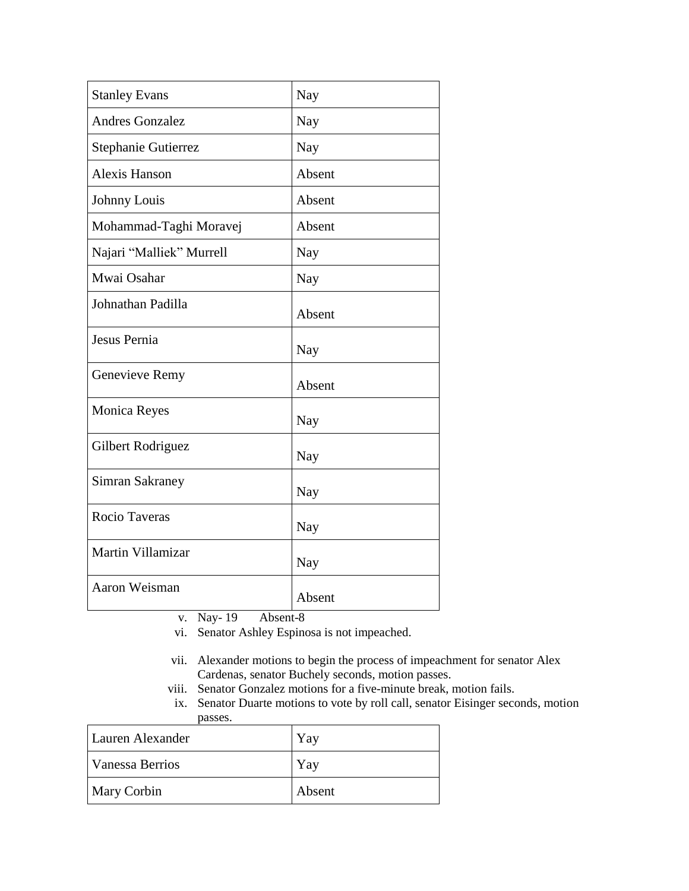| Stanley Evans | Nay |
|---|---|
| Andres Gonzalez | Nay |
| Stephanie Gutierrez | Nay |
| Alexis Hanson | Absent |
| Johnny Louis | Absent |
| Mohammad-Taghi Moravej | Absent |
| Najari "Malliek" Murrell | Nay |
| Mwai Osahar | Nay |
| Johnathan Padilla | Absent |
| Jesus Pernia | Nay |
| Genevieve Remy | Absent |
| Monica Reyes | Nay |
| Gilbert Rodriguez | Nay |
| Simran Sakraney | Nay |
| Rocio Taveras | Nay |
| Martin Villamizar | Nay |
| Aaron Weisman | Absent |

v. Nay- 19 Absent-8

vi. Senator Ashley Espinosa is not impeached.

vii. Alexander motions to begin the process of impeachment for senator Alex Cardenas, senator Buchely seconds, motion passes.

viii. Senator Gonzalez motions for a five-minute break, motion fails.

ix. Senator Duarte motions to vote by roll call, senator Eisinger seconds, motion passes.

| Lauren Alexander | Yay |
|---|---|
| Vanessa Berrios | Yay |
| Mary Corbin | Absent |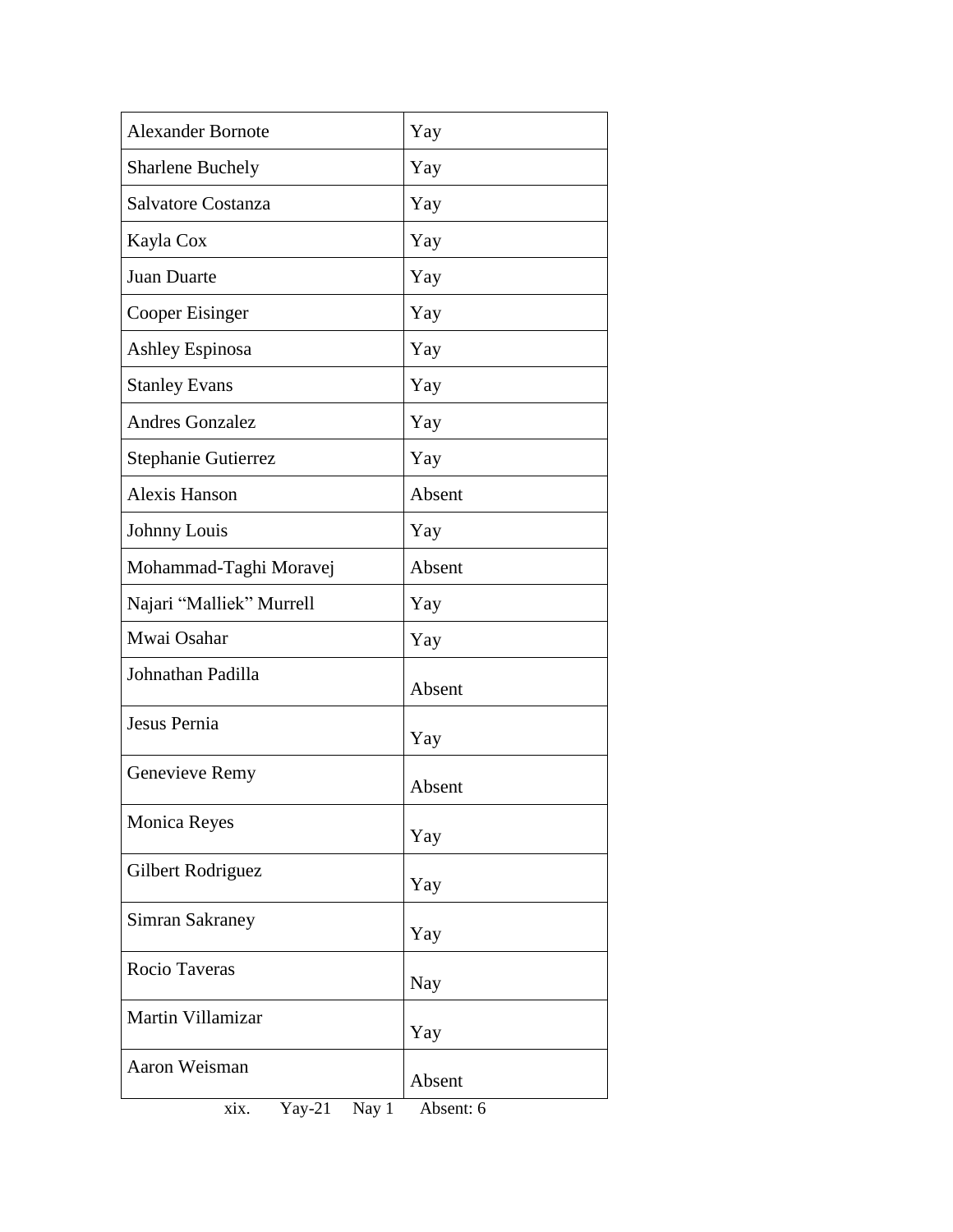| Alexander Bornote | Yay |
| --- | --- |
| Sharlene Buchely | Yay |
| Salvatore Costanza | Yay |
| Kayla Cox | Yay |
| Juan Duarte | Yay |
| Cooper Eisinger | Yay |
| Ashley Espinosa | Yay |
| Stanley Evans | Yay |
| Andres Gonzalez | Yay |
| Stephanie Gutierrez | Yay |
| Alexis Hanson | Absent |
| Johnny Louis | Yay |
| Mohammad-Taghi Moravej | Absent |
| Najari "Malliek" Murrell | Yay |
| Mwai Osahar | Yay |
| Johnathan Padilla | Absent |
| Jesus Pernia | Yay |
| Genevieve Remy | Absent |
| Monica Reyes | Yay |
| Gilbert Rodriguez | Yay |
| Simran Sakraney | Yay |
| Rocio Taveras | Nay |
| Martin Villamizar | Yay |
| Aaron Weisman | Absent |

xix. Yay-21 Nay 1 Absent: 6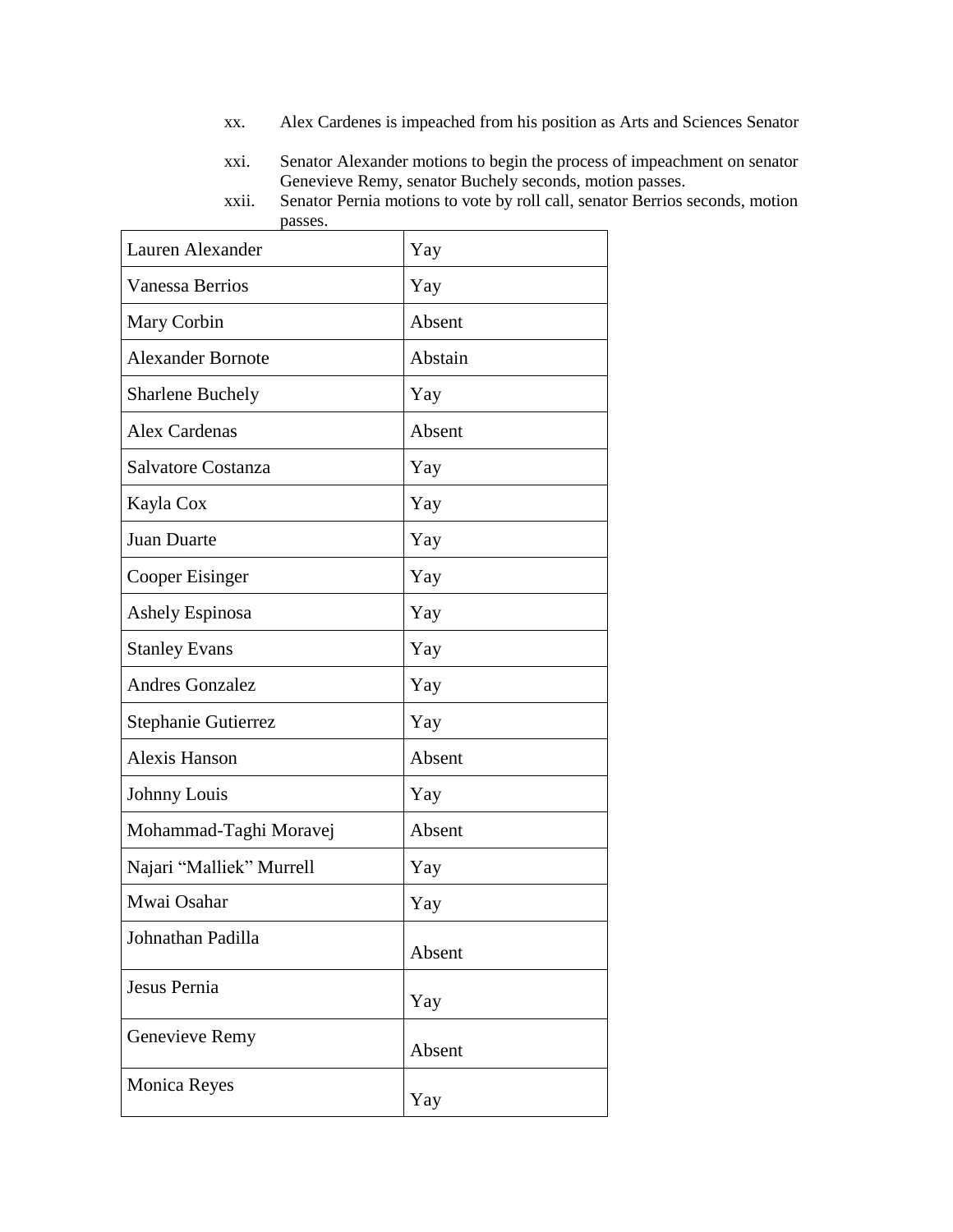xx. Alex Cardenes is impeached from his position as Arts and Sciences Senator

xxi. Senator Alexander motions to begin the process of impeachment on senator Genevieve Remy, senator Buchely seconds, motion passes.

xxii. Senator Pernia motions to vote by roll call, senator Berrios seconds, motion passes.

| | |
|---|---|
| Lauren Alexander | Yay |
| Vanessa Berrios | Yay |
| Mary Corbin | Absent |
| Alexander Bornote | Abstain |
| Sharlene Buchely | Yay |
| Alex Cardenas | Absent |
| Salvatore Costanza | Yay |
| Kayla Cox | Yay |
| Juan Duarte | Yay |
| Cooper Eisinger | Yay |
| Ashely Espinosa | Yay |
| Stanley Evans | Yay |
| Andres Gonzalez | Yay |
| Stephanie Gutierrez | Yay |
| Alexis Hanson | Absent |
| Johnny Louis | Yay |
| Mohammad-Taghi Moravej | Absent |
| Najari "Malliek" Murrell | Yay |
| Mwai Osahar | Yay |
| Johnathan Padilla | Absent |
| Jesus Pernia | Yay |
| Genevieve Remy | Absent |
| Monica Reyes | Yay |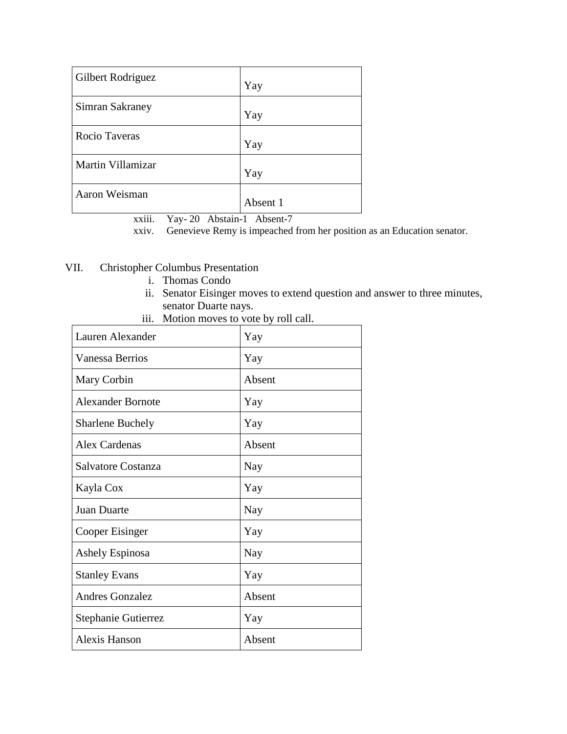| Gilbert Rodriguez | Yay |
|---|---|
| Simran Sakraney | Yay |
| Rocio Taveras | Yay |
| Martin Villamizar | Yay |
| Aaron Weisman | Absent 1 |

xxiii. Yay- 20 Abstain-1 Absent-7

xxiv. Genevieve Remy is impeached from her position as an Education senator.

VII. Christopher Columbus Presentation

i. Thomas Condo

ii. Senator Eisinger moves to extend question and answer to three minutes, senator Duarte nays.

iii. Motion moves to vote by roll call.

| Lauren Alexander | Yay |
|---|---|
| Vanessa Berrios | Yay |
| Mary Corbin | Absent |
| Alexander Bornote | Yay |
| Sharlene Buchely | Yay |
| Alex Cardenas | Absent |
| Salvatore Costanza | Nay |
| Kayla Cox | Yay |
| Juan Duarte | Nay |
| Cooper Eisinger | Yay |
| Ashely Espinosa | Nay |
| Stanley Evans | Yay |
| Andres Gonzalez | Absent |
| Stephanie Gutierrez | Yay |
| Alexis Hanson | Absent |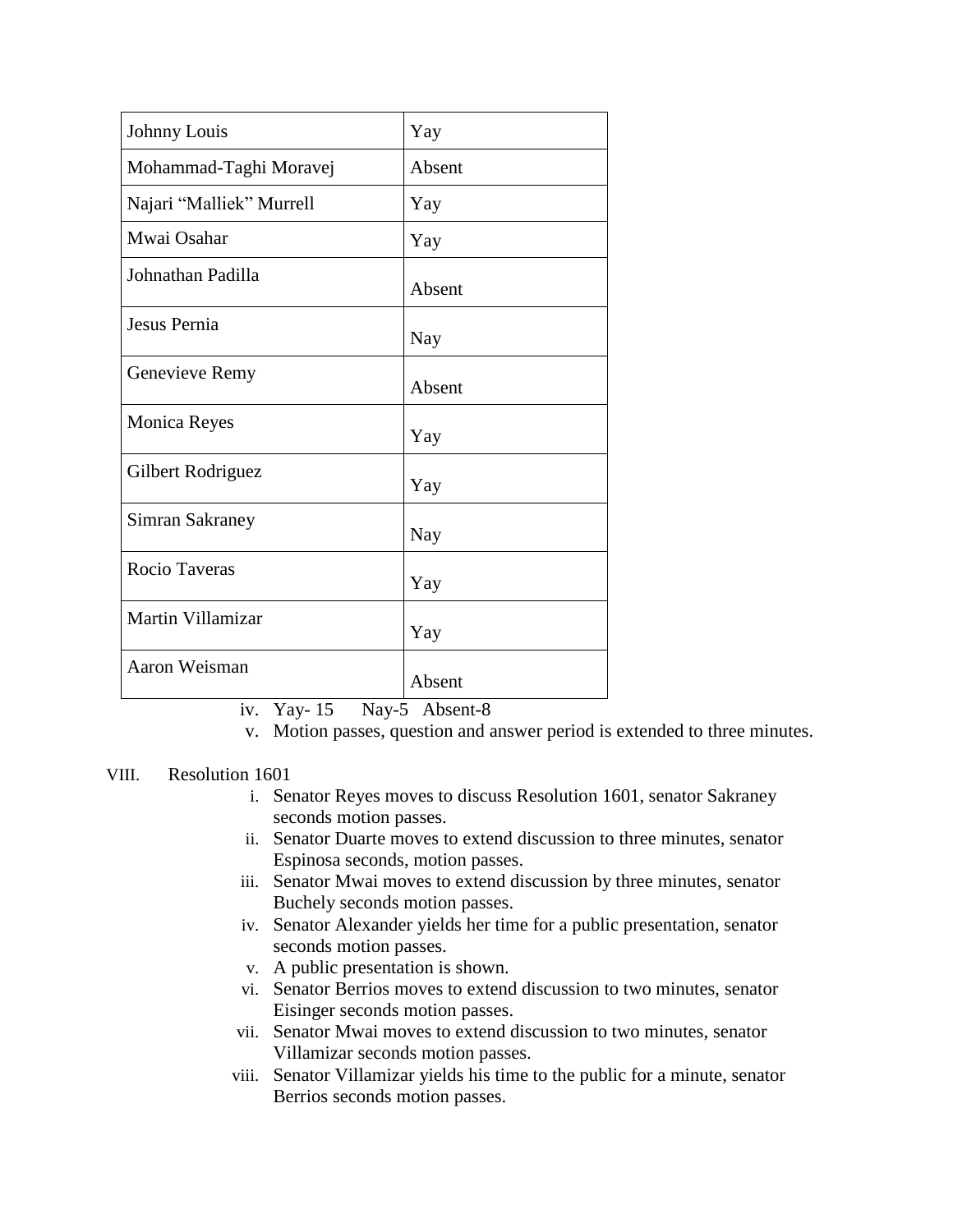| Johnny Louis | Yay |
|---|---|
| Mohammad-Taghi Moravej | Absent |
| Najari "Malliek" Murrell | Yay |
| Mwai Osahar | Yay |
| Johnathan Padilla | Absent |
| Jesus Pernia | Nay |
| Genevieve Remy | Absent |
| Monica Reyes | Yay |
| Gilbert Rodriguez | Yay |
| Simran Sakraney | Nay |
| Rocio Taveras | Yay |
| Martin Villamizar | Yay |
| Aaron Weisman | Absent |

iv. Yay- 15 Nay-5 Absent-8

v. Motion passes, question and answer period is extended to three minutes.

VIII. Resolution 1601

i. Senator Reyes moves to discuss Resolution 1601, senator Sakraney seconds motion passes.

ii. Senator Duarte moves to extend discussion to three minutes, senator Espinosa seconds, motion passes.

iii. Senator Mwai moves to extend discussion by three minutes, senator Buchely seconds motion passes.

iv. Senator Alexander yields her time for a public presentation, senator seconds motion passes.

v. A public presentation is shown.

vi. Senator Berrios moves to extend discussion to two minutes, senator Eisinger seconds motion passes.

vii. Senator Mwai moves to extend discussion to two minutes, senator Villamizar seconds motion passes.

viii. Senator Villamizar yields his time to the public for a minute, senator Berrios seconds motion passes.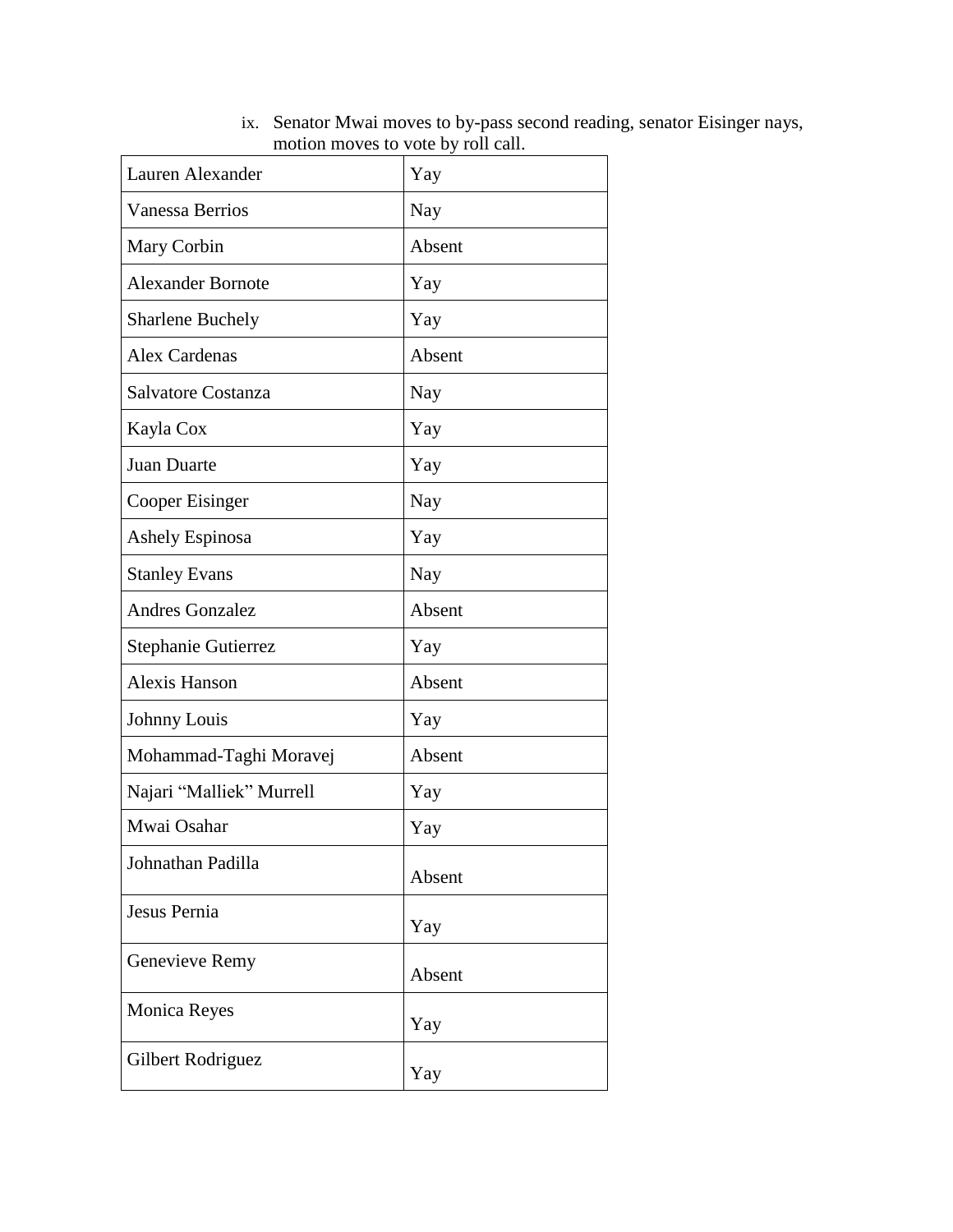ix. Senator Mwai moves to by-pass second reading, senator Eisinger nays, motion moves to vote by roll call.

| | |
|---|---|
| Lauren Alexander | Yay |
| Vanessa Berrios | Nay |
| Mary Corbin | Absent |
| Alexander Bornote | Yay |
| Sharlene Buchely | Yay |
| Alex Cardenas | Absent |
| Salvatore Costanza | Nay |
| Kayla Cox | Yay |
| Juan Duarte | Yay |
| Cooper Eisinger | Nay |
| Ashely Espinosa | Yay |
| Stanley Evans | Nay |
| Andres Gonzalez | Absent |
| Stephanie Gutierrez | Yay |
| Alexis Hanson | Absent |
| Johnny Louis | Yay |
| Mohammad-Taghi Moravej | Absent |
| Najari "Malliek" Murrell | Yay |
| Mwai Osahar | Yay |
| Johnathan Padilla | Absent |
| Jesus Pernia | Yay |
| Genevieve Remy | Absent |
| Monica Reyes | Yay |
| Gilbert Rodriguez | Yay |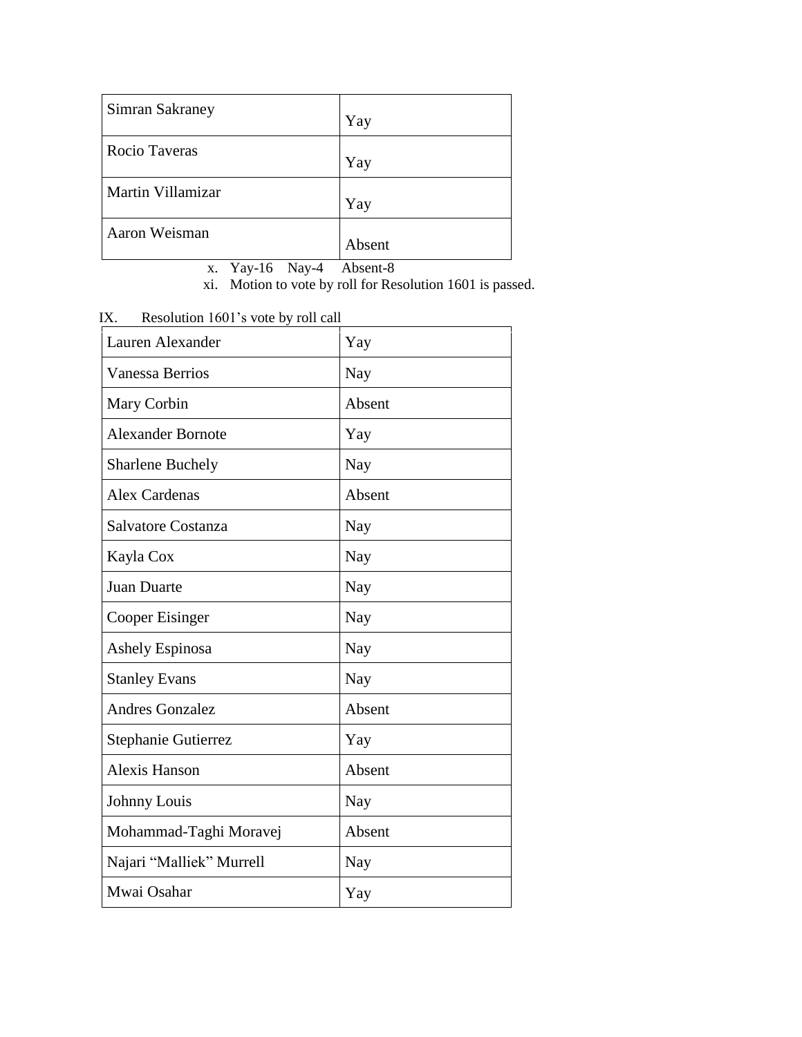| Simran Sakraney | Yay |
|---|---|
| Rocio Taveras | Yay |
| Martin Villamizar | Yay |
| Aaron Weisman | Absent |

x. Yay-16 Nay-4 Absent-8

xi. Motion to vote by roll for Resolution 1601 is passed.

IX. Resolution 1601's vote by roll call

| Lauren Alexander | Yay |
|---|---|
| Vanessa Berrios | Nay |
| Mary Corbin | Absent |
| Alexander Bornote | Yay |
| Sharlene Buchely | Nay |
| Alex Cardenas | Absent |
| Salvatore Costanza | Nay |
| Kayla Cox | Nay |
| Juan Duarte | Nay |
| Cooper Eisinger | Nay |
| Ashely Espinosa | Nay |
| Stanley Evans | Nay |
| Andres Gonzalez | Absent |
| Stephanie Gutierrez | Yay |
| Alexis Hanson | Absent |
| Johnny Louis | Nay |
| Mohammad-Taghi Moravej | Absent |
| Najari "Malliek" Murrell | Nay |
| Mwai Osahar | Yay |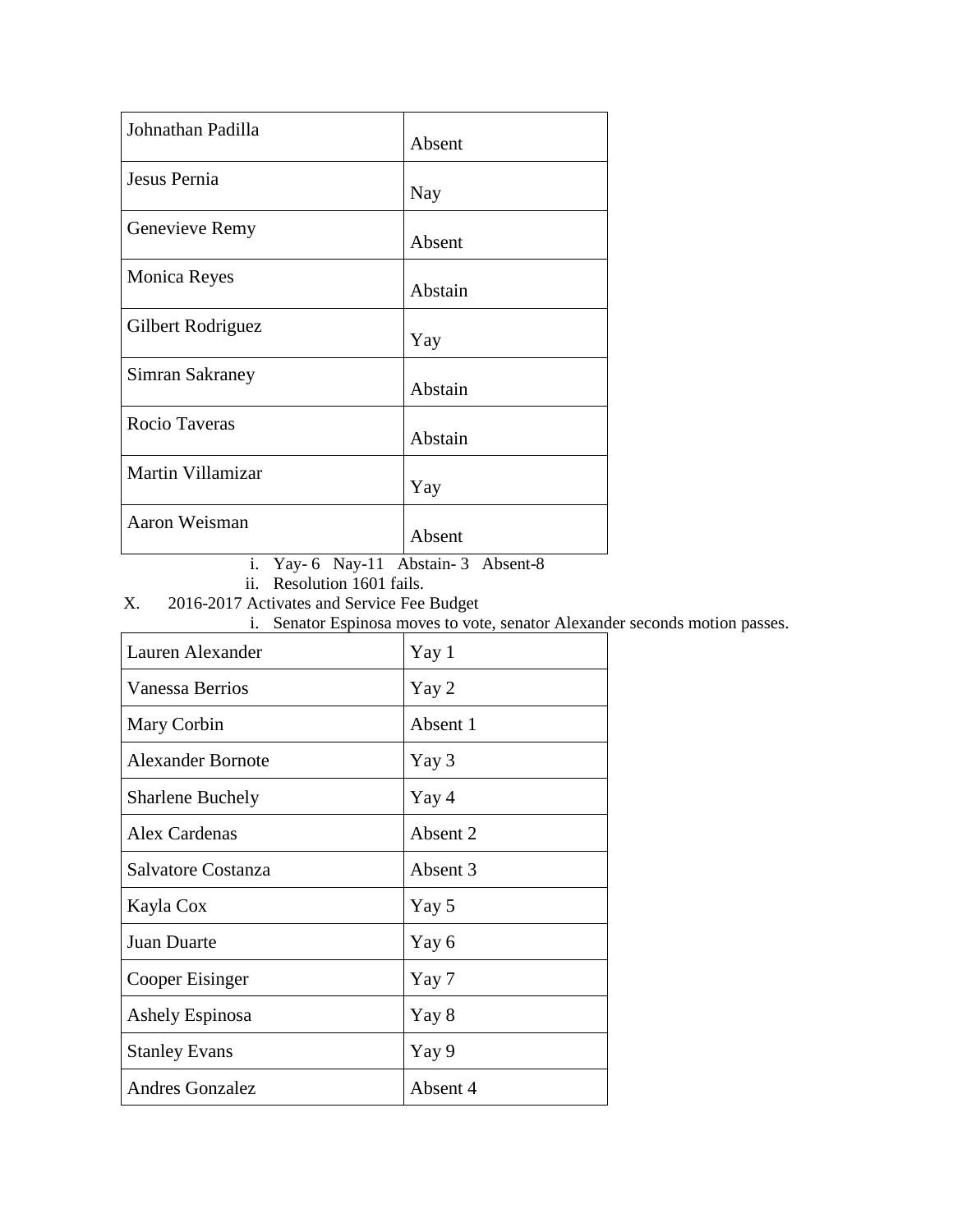| Johnathan Padilla | Absent |
| --- | --- |
| Jesus Pernia | Nay |
| Genevieve Remy | Absent |
| Monica Reyes | Abstain |
| Gilbert Rodriguez | Yay |
| Simran Sakraney | Abstain |
| Rocio Taveras | Abstain |
| Martin Villamizar | Yay |
| Aaron Weisman | Absent |

i. Yay- 6 Nay-11 Abstain- 3 Absent-8
ii. Resolution 1601 fails.

X. 2016-2017 Activates and Service Fee Budget

i. Senator Espinosa moves to vote, senator Alexander seconds motion passes.

| Lauren Alexander | Yay 1 |
| --- | --- |
| Vanessa Berrios | Yay 2 |
| Mary Corbin | Absent 1 |
| Alexander Bornote | Yay 3 |
| Sharlene Buchely | Yay 4 |
| Alex Cardenas | Absent 2 |
| Salvatore Costanza | Absent 3 |
| Kayla Cox | Yay 5 |
| Juan Duarte | Yay 6 |
| Cooper Eisinger | Yay 7 |
| Ashely Espinosa | Yay 8 |
| Stanley Evans | Yay 9 |
| Andres Gonzalez | Absent 4 |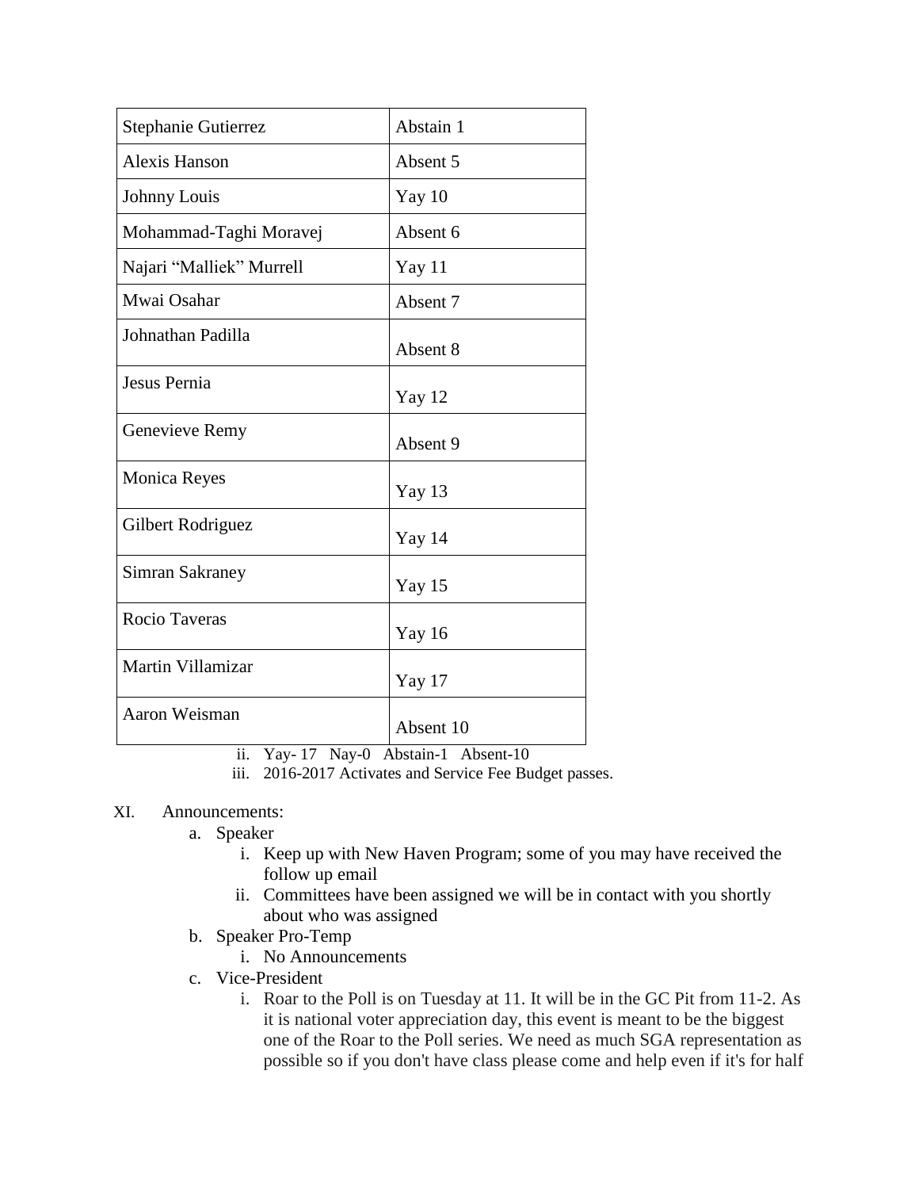| Stephanie Gutierrez | Abstain 1 |
|---|---|
| Alexis Hanson | Absent 5 |
| Johnny Louis | Yay 10 |
| Mohammad-Taghi Moravej | Absent 6 |
| Najari “Malliek” Murrell | Yay 11 |
| Mwai Osahar | Absent 7 |
| Johnathan Padilla | Absent 8 |
| Jesus Pernia | Yay 12 |
| Genevieve Remy | Absent 9 |
| Monica Reyes | Yay 13 |
| Gilbert Rodriguez | Yay 14 |
| Simran Sakraney | Yay 15 |
| Rocio Taveras | Yay 16 |
| Martin Villamizar | Yay 17 |
| Aaron Weisman | Absent 10 |

ii. Yay- 17 Nay-0 Abstain-1 Absent-10

iii. 2016-2017 Activates and Service Fee Budget passes.

XI. Announcements:

a. Speaker
   i. Keep up with New Haven Program; some of you may have received the follow up email
   ii. Committees have been assigned we will be in contact with you shortly about who was assigned

b. Speaker Pro-Temp
   i. No Announcements

c. Vice-President
   i. Roar to the Poll is on Tuesday at 11. It will be in the GC Pit from 11-2. As it is national voter appreciation day, this event is meant to be the biggest one of the Roar to the Poll series. We need as much SGA representation as possible so if you don't have class please come and help even if it's for half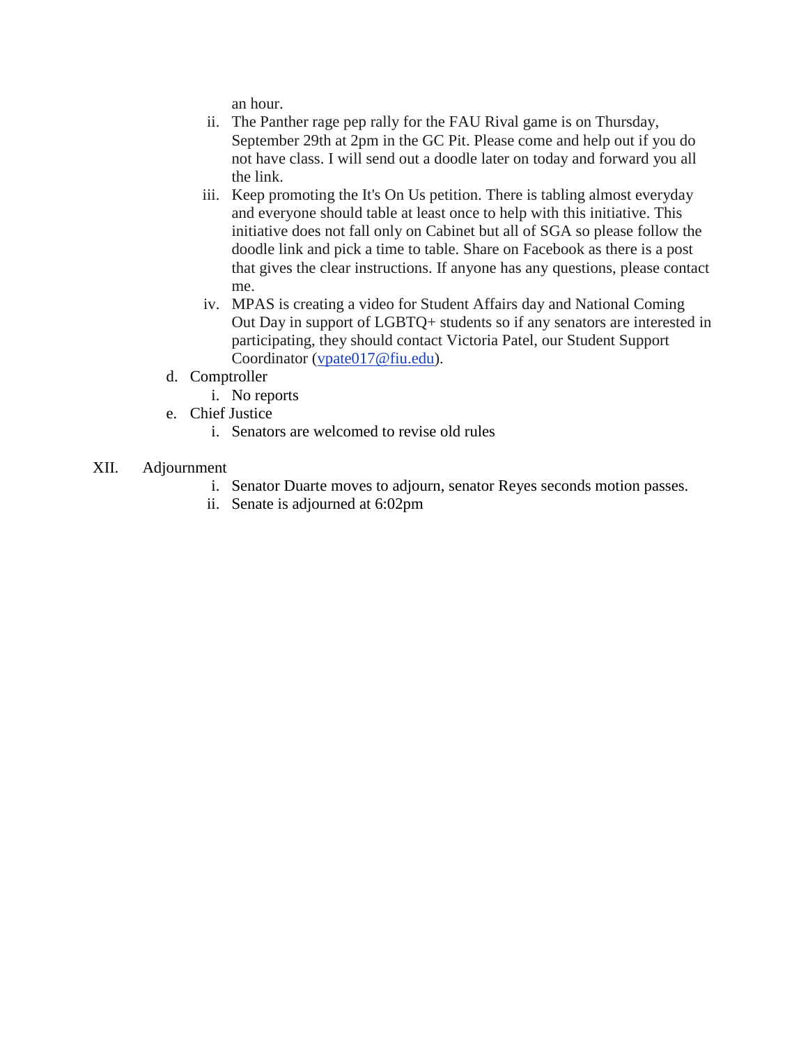an hour.

ii. The Panther rage pep rally for the FAU Rival game is on Thursday, September 29th at 2pm in the GC Pit. Please come and help out if you do not have class. I will send out a doodle later on today and forward you all the link.

iii. Keep promoting the It's On Us petition. There is tabling almost everyday and everyone should table at least once to help with this initiative. This initiative does not fall only on Cabinet but all of SGA so please follow the doodle link and pick a time to table. Share on Facebook as there is a post that gives the clear instructions. If anyone has any questions, please contact me.

iv. MPAS is creating a video for Student Affairs day and National Coming Out Day in support of LGBTQ+ students so if any senators are interested in participating, they should contact Victoria Patel, our Student Support Coordinator (vpate017@fiu.edu).

d. Comptroller

i. No reports

e. Chief Justice

i. Senators are welcomed to revise old rules

XII. Adjournment

i. Senator Duarte moves to adjourn, senator Reyes seconds motion passes.

ii. Senate is adjourned at 6:02pm